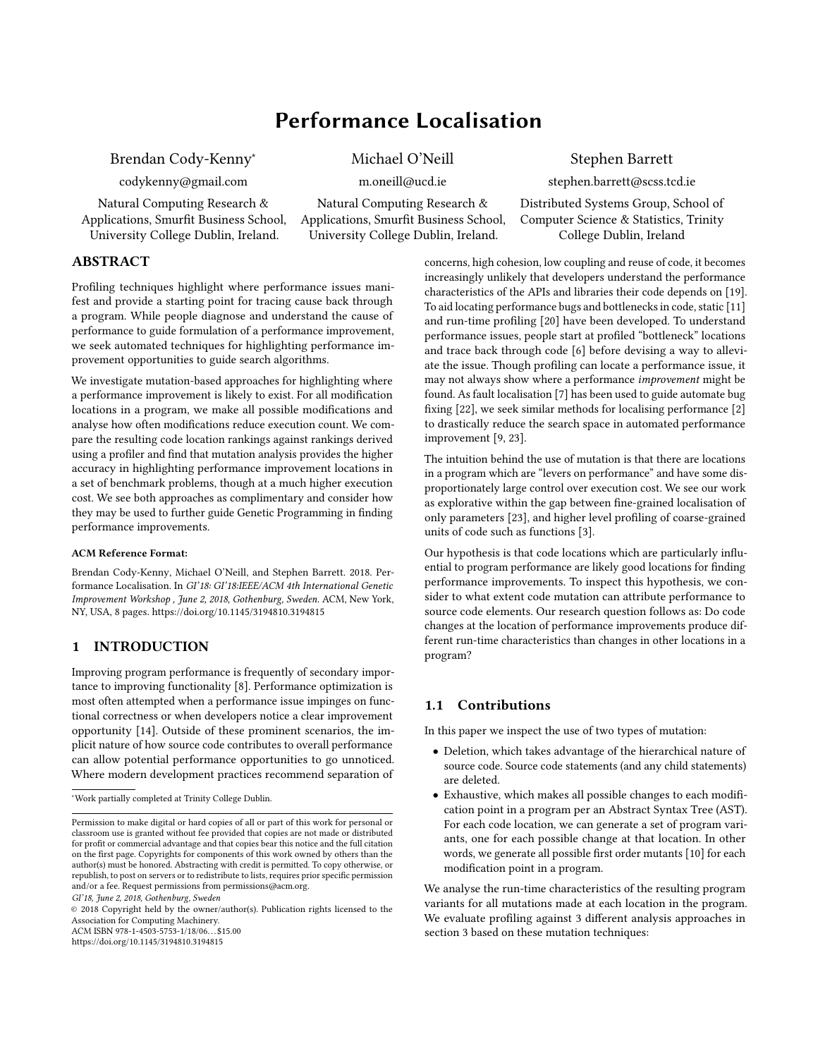# Performance Localisation

Brendan Cody-Kenny[*]
codykenny@gmail.com
Natural Computing Research & Applications, Smurfit Business School, University College Dublin, Ireland.

Michael O'Neill
m.oneill@ucd.ie
Natural Computing Research & Applications, Smurfit Business School, University College Dublin, Ireland.

Stephen Barrett
stephen.barrett@scss.tcd.ie
Distributed Systems Group, School of Computer Science & Statistics, Trinity College Dublin, Ireland

## ABSTRACT

Profiling techniques highlight where performance issues manifest and provide a starting point for tracing cause back through a program. While people diagnose and understand the cause of performance to guide formulation of a performance improvement, we seek automated techniques for highlighting performance improvement opportunities to guide search algorithms.

We investigate mutation-based approaches for highlighting where a performance improvement is likely to exist. For all modification locations in a program, we make all possible modifications and analyse how often modifications reduce execution count. We compare the resulting code location rankings against rankings derived using a profiler and find that mutation analysis provides the higher accuracy in highlighting performance improvement locations in a set of benchmark problems, though at a much higher execution cost. We see both approaches as complimentary and consider how they may be used to further guide Genetic Programming in finding performance improvements.

**ACM Reference Format:**

Brendan Cody-Kenny, Michael O'Neill, and Stephen Barrett. 2018. Performance Localisation. In *GI'18: GI'18:IEEE/ACM 4th International Genetic Improvement Workshop , June 2, 2018, Gothenburg, Sweden.* ACM, New York, NY, USA, 8 pages. https://doi.org/10.1145/3194810.3194815

## 1 INTRODUCTION

Improving program performance is frequently of secondary importance to improving functionality [8]. Performance optimization is most often attempted when a performance issue impinges on functional correctness or when developers notice a clear improvement opportunity [14]. Outside of these prominent scenarios, the implicit nature of how source code contributes to overall performance can allow potential performance opportunities to go unnoticed. Where modern development practices recommend separation of concerns, high cohesion, low coupling and reuse of code, it becomes increasingly unlikely that developers understand the performance characteristics of the APIs and libraries their code depends on [19]. To aid locating performance bugs and bottlenecks in code, static [11] and run-time profiling [20] have been developed. To understand performance issues, people start at profiled "bottleneck" locations and trace back through code [6] before devising a way to alleviate the issue. Though profiling can locate a performance issue, it may not always show where a performance *improvement* might be found. As fault localisation [7] has been used to guide automate bug fixing [22], we seek similar methods for localising performance [2] to drastically reduce the search space in automated performance improvement [9, 23].

The intuition behind the use of mutation is that there are locations in a program which are "levers on performance" and have some disproportionately large control over execution cost. We see our work as explorative within the gap between fine-grained localisation of only parameters [23], and higher level profiling of coarse-grained units of code such as functions [3].

Our hypothesis is that code locations which are particularly influential to program performance are likely good locations for finding performance improvements. To inspect this hypothesis, we consider to what extent code mutation can attribute performance to source code elements. Our research question follows as: Do code changes at the location of performance improvements produce different run-time characteristics than changes in other locations in a program?

### 1.1 Contributions

In this paper we inspect the use of two types of mutation:

- Deletion, which takes advantage of the hierarchical nature of source code. Source code statements (and any child statements) are deleted.
- Exhaustive, which makes all possible changes to each modification point in a program per an Abstract Syntax Tree (AST). For each code location, we can generate a set of program variants, one for each possible change at that location. In other words, we generate all possible first order mutants [10] for each modification point in a program.

We analyse the run-time characteristics of the resulting program variants for all mutations made at each location in the program. We evaluate profiling against 3 different analysis approaches in section 3 based on these mutation techniques:

[*]Work partially completed at Trinity College Dublin.

Permission to make digital or hard copies of all or part of this work for personal or classroom use is granted without fee provided that copies are not made or distributed for profit or commercial advantage and that copies bear this notice and the full citation on the first page. Copyrights for components of this work owned by others than the author(s) must be honored. Abstracting with credit is permitted. To copy otherwise, or republish, to post on servers or to redistribute to lists, requires prior specific permission and/or a fee. Request permissions from permissions@acm.org.
*GI'18, June 2, 2018, Gothenburg, Sweden*
© 2018 Copyright held by the owner/author(s). Publication rights licensed to the Association for Computing Machinery.
ACM ISBN 978-1-4503-5753-1/18/06…$15.00
https://doi.org/10.1145/3194810.3194815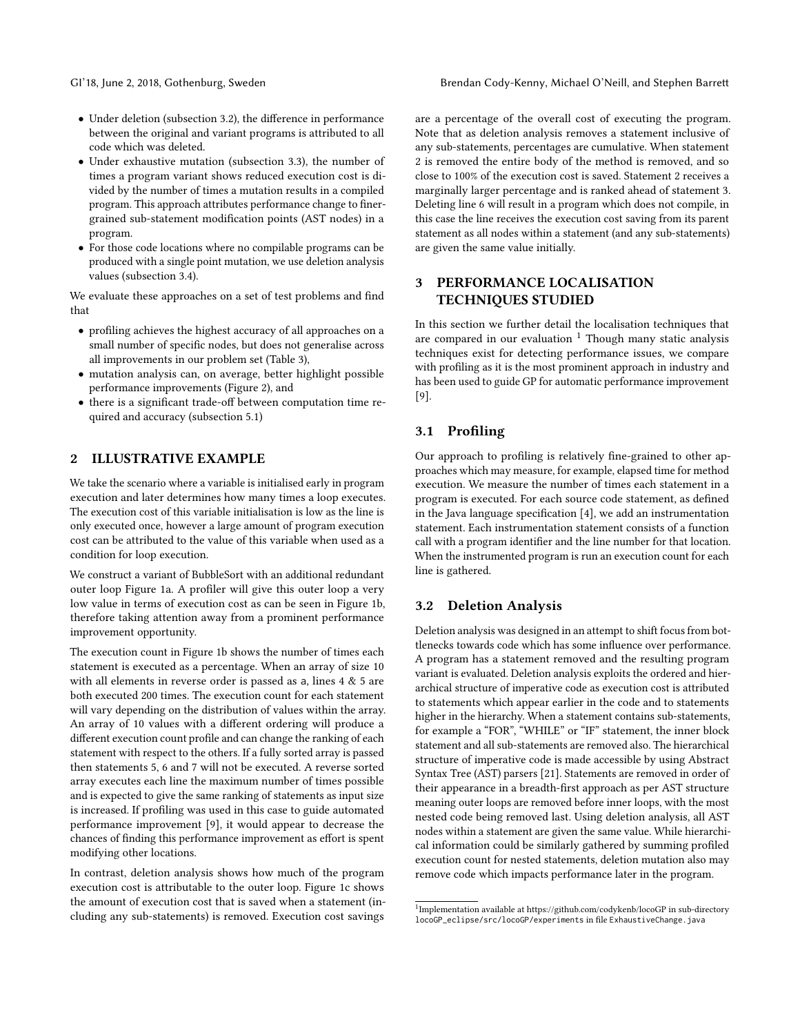- Under deletion (subsection 3.2), the difference in performance between the original and variant programs is attributed to all code which was deleted.
- Under exhaustive mutation (subsection 3.3), the number of times a program variant shows reduced execution cost is divided by the number of times a mutation results in a compiled program. This approach attributes performance change to finer-grained sub-statement modification points (AST nodes) in a program.
- For those code locations where no compilable programs can be produced with a single point mutation, we use deletion analysis values (subsection 3.4).

We evaluate these approaches on a set of test problems and find that

- profiling achieves the highest accuracy of all approaches on a small number of specific nodes, but does not generalise across all improvements in our problem set (Table 3),
- mutation analysis can, on average, better highlight possible performance improvements (Figure 2), and
- there is a significant trade-off between computation time required and accuracy (subsection 5.1)

## 2 ILLUSTRATIVE EXAMPLE

We take the scenario where a variable is initialised early in program execution and later determines how many times a loop executes. The execution cost of this variable initialisation is low as the line is only executed once, however a large amount of program execution cost can be attributed to the value of this variable when used as a condition for loop execution.

We construct a variant of BubbleSort with an additional redundant outer loop Figure 1a. A profiler will give this outer loop a very low value in terms of execution cost as can be seen in Figure 1b, therefore taking attention away from a prominent performance improvement opportunity.

The execution count in Figure 1b shows the number of times each statement is executed as a percentage. When an array of size 10 with all elements in reverse order is passed as a, lines 4 & 5 are both executed 200 times. The execution count for each statement will vary depending on the distribution of values within the array. An array of 10 values with a different ordering will produce a different execution count profile and can change the ranking of each statement with respect to the others. If a fully sorted array is passed then statements 5, 6 and 7 will not be executed. A reverse sorted array executes each line the maximum number of times possible and is expected to give the same ranking of statements as input size is increased. If profiling was used in this case to guide automated performance improvement [9], it would appear to decrease the chances of finding this performance improvement as effort is spent modifying other locations.

In contrast, deletion analysis shows how much of the program execution cost is attributable to the outer loop. Figure 1c shows the amount of execution cost that is saved when a statement (including any sub-statements) is removed. Execution cost savings are a percentage of the overall cost of executing the program. Note that as deletion analysis removes a statement inclusive of any sub-statements, percentages are cumulative. When statement 2 is removed the entire body of the method is removed, and so close to 100% of the execution cost is saved. Statement 2 receives a marginally larger percentage and is ranked ahead of statement 3. Deleting line 6 will result in a program which does not compile, in this case the line receives the execution cost saving from its parent statement as all nodes within a statement (and any sub-statements) are given the same value initially.

## 3 PERFORMANCE LOCALISATION TECHNIQUES STUDIED

In this section we further detail the localisation techniques that are compared in our evaluation [1] Though many static analysis techniques exist for detecting performance issues, we compare with profiling as it is the most prominent approach in industry and has been used to guide GP for automatic performance improvement [9].

### 3.1 Profiling

Our approach to profiling is relatively fine-grained to other approaches which may measure, for example, elapsed time for method execution. We measure the number of times each statement in a program is executed. For each source code statement, as defined in the Java language specification [4], we add an instrumentation statement. Each instrumentation statement consists of a function call with a program identifier and the line number for that location. When the instrumented program is run an execution count for each line is gathered.

### 3.2 Deletion Analysis

Deletion analysis was designed in an attempt to shift focus from bottlenecks towards code which has some influence over performance. A program has a statement removed and the resulting program variant is evaluated. Deletion analysis exploits the ordered and hierarchical structure of imperative code as execution cost is attributed to statements which appear earlier in the code and to statements higher in the hierarchy. When a statement contains sub-statements, for example a "FOR", "WHILE" or "IF" statement, the inner block statement and all sub-statements are removed also. The hierarchical structure of imperative code is made accessible by using Abstract Syntax Tree (AST) parsers [21]. Statements are removed in order of their appearance in a breadth-first approach as per AST structure meaning outer loops are removed before inner loops, with the most nested code being removed last. Using deletion analysis, all AST nodes within a statement are given the same value. While hierarchical information could be similarly gathered by summing profiled execution count for nested statements, deletion mutation also may remove code which impacts performance later in the program.

[1] Implementation available at https://github.com/codykenb/locoGP in sub-directory locoGP_eclipse/src/locoGP/experiments in file ExhaustiveChange.java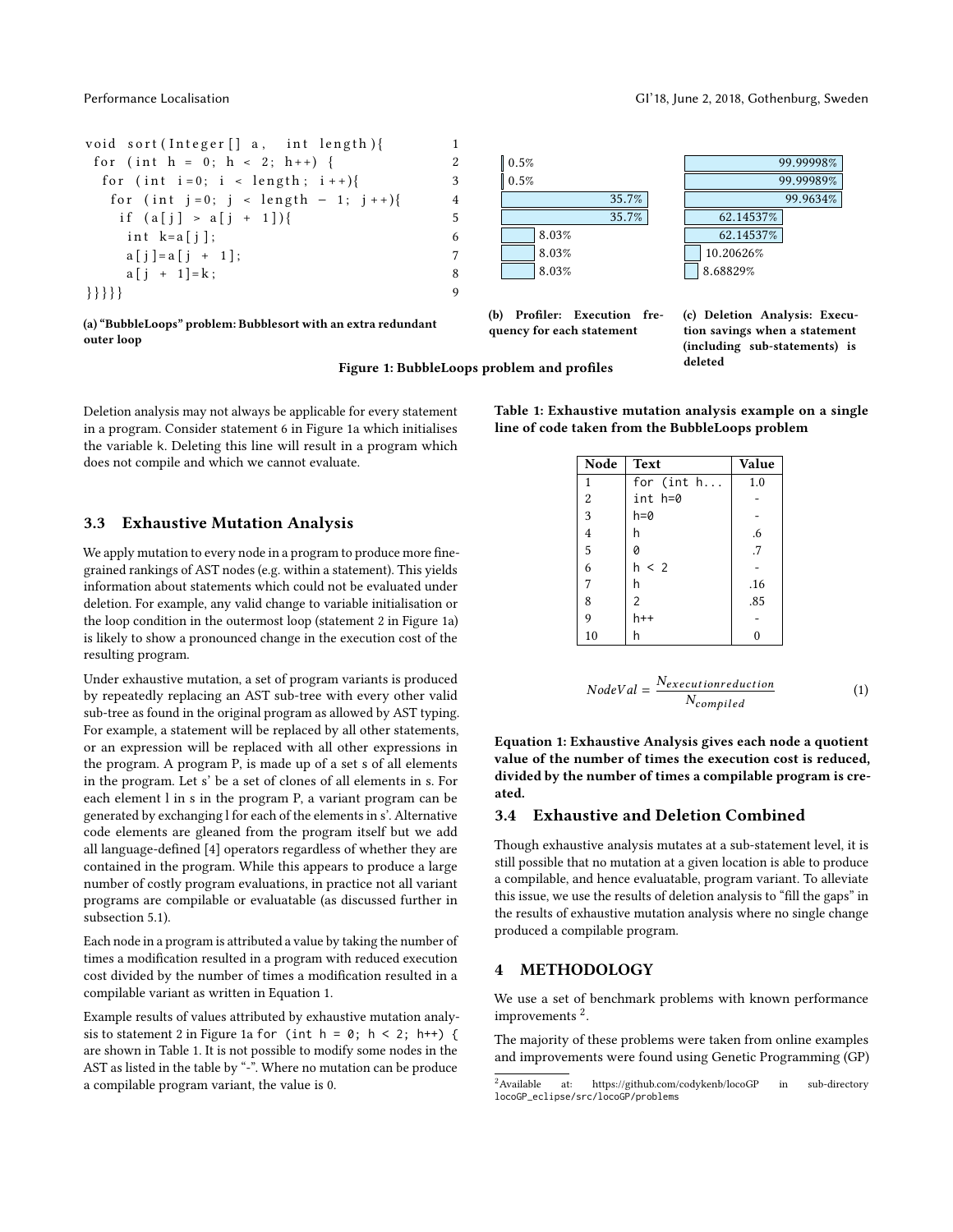```
void sort(Integer[] a,  int length){                1
 for (int h = 0; h < 2; h++) {                      2
  for (int i=0; i < length; i++){                   3
   for (int j=0; j < length - 1; j++){              4
    if (a[j] > a[j + 1]){                           5
     int k=a[j];                                    6
     a[j]=a[j + 1];                                 7
     a[j + 1]=k;                                    8
}}}}}                                               9
```

**(a) "BubbleLoops" problem: Bubblesort with an extra redundant outer loop**

| Statement | (b) Profiler | (c) Deletion Analysis |
|---|---|---|
| 1 | 0.5% | 99.99998% |
| 2 | 0.5% | 99.99989% |
| 3 | 35.7% | 99.9634% |
| 4 | 35.7% | 62.14537% |
| 5 | 8.03% | 62.14537% |
| 6 | 8.03% | 10.20626% |
| 7 | 8.03% | 8.68829% |

**(b) Profiler: Execution frequency for each statement**

**(c) Deletion Analysis: Execution savings when a statement (including sub-statements) is deleted**

**Figure 1: BubbleLoops problem and profiles**

Deletion analysis may not always be applicable for every statement in a program. Consider statement 6 in Figure 1a which initialises the variable k. Deleting this line will result in a program which does not compile and which we cannot evaluate.

## 3.3 Exhaustive Mutation Analysis

We apply mutation to every node in a program to produce more fine-grained rankings of AST nodes (e.g. within a statement). This yields information about statements which could not be evaluated under deletion. For example, any valid change to variable initialisation or the loop condition in the outermost loop (statement 2 in Figure 1a) is likely to show a pronounced change in the execution cost of the resulting program.

Under exhaustive mutation, a set of program variants is produced by repeatedly replacing an AST sub-tree with every other valid sub-tree as found in the original program as allowed by AST typing. For example, a statement will be replaced by all other statements, or an expression will be replaced with all other expressions in the program. A program P, is made up of a set s of all elements in the program. Let s' be a set of clones of all elements in s. For each element l in s in the program P, a variant program can be generated by exchanging l for each of the elements in s'. Alternative code elements are gleaned from the program itself but we add all language-defined [4] operators regardless of whether they are contained in the program. While this appears to produce a large number of costly program evaluations, in practice not all variant programs are compilable or evaluatable (as discussed further in subsection 5.1).

Each node in a program is attributed a value by taking the number of times a modification resulted in a program with reduced execution cost divided by the number of times a modification resulted in a compilable variant as written in Equation 1.

Example results of values attributed by exhaustive mutation analysis to statement 2 in Figure 1a `for (int h = 0; h < 2; h++) {` are shown in Table 1. It is not possible to modify some nodes in the AST as listed in the table by "-". Where no mutation can be produce a compilable program variant, the value is 0.

**Table 1: Exhaustive mutation analysis example on a single line of code taken from the BubbleLoops problem**

| Node | Text | Value |
|---|---|---|
| 1 | `for (int h...` | 1.0 |
| 2 | `int h=0` | - |
| 3 | `h=0` | - |
| 4 | `h` | .6 |
| 5 | `0` | .7 |
| 6 | `h < 2` | - |
| 7 | `h` | .16 |
| 8 | `2` | .85 |
| 9 | `h++` | - |
| 10 | `h` | 0 |

$$NodeVal = \frac{N_{executionreduction}}{N_{compiled}} \tag{1}$$

**Equation 1: Exhaustive Analysis gives each node a quotient value of the number of times the execution cost is reduced, divided by the number of times a compilable program is created.**

## 3.4 Exhaustive and Deletion Combined

Though exhaustive analysis mutates at a sub-statement level, it is still possible that no mutation at a given location is able to produce a compilable, and hence evaluatable, program variant. To alleviate this issue, we use the results of deletion analysis to "fill the gaps" in the results of exhaustive mutation analysis where no single change produced a compilable program.

# 4 METHODOLOGY

We use a set of benchmark problems with known performance improvements [2].

The majority of these problems were taken from online examples and improvements were found using Genetic Programming (GP)

[2] Available at: https://github.com/codykenb/locoGP in sub-directory locoGP_eclipse/src/locoGP/problems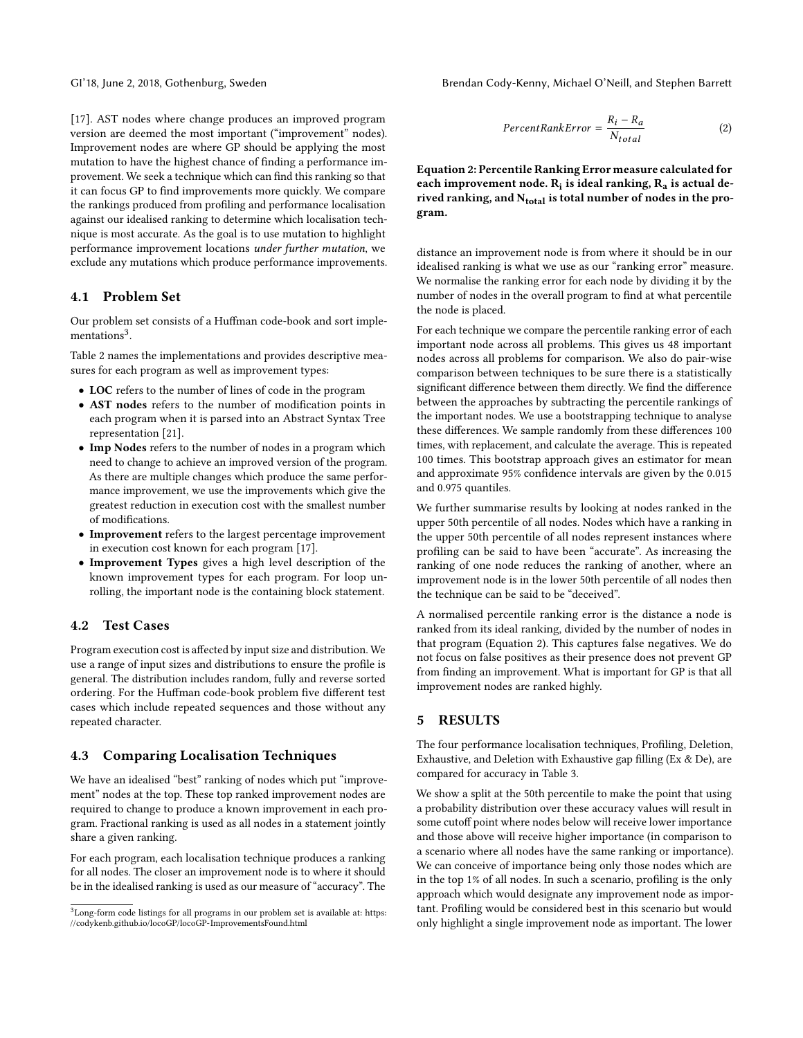[17]. AST nodes where change produces an improved program version are deemed the most important ("improvement" nodes). Improvement nodes are where GP should be applying the most mutation to have the highest chance of finding a performance improvement. We seek a technique which can find this ranking so that it can focus GP to find improvements more quickly. We compare the rankings produced from profiling and performance localisation against our idealised ranking to determine which localisation technique is most accurate. As the goal is to use mutation to highlight performance improvement locations *under further mutation*, we exclude any mutations which produce performance improvements.

### 4.1 Problem Set

Our problem set consists of a Huffman code-book and sort implementations[3].

Table 2 names the implementations and provides descriptive measures for each program as well as improvement types:

- **LOC** refers to the number of lines of code in the program
- **AST nodes** refers to the number of modification points in each program when it is parsed into an Abstract Syntax Tree representation [21].
- **Imp Nodes** refers to the number of nodes in a program which need to change to achieve an improved version of the program. As there are multiple changes which produce the same performance improvement, we use the improvements which give the greatest reduction in execution cost with the smallest number of modifications.
- **Improvement** refers to the largest percentage improvement in execution cost known for each program [17].
- **Improvement Types** gives a high level description of the known improvement types for each program. For loop unrolling, the important node is the containing block statement.

### 4.2 Test Cases

Program execution cost is affected by input size and distribution. We use a range of input sizes and distributions to ensure the profile is general. The distribution includes random, fully and reverse sorted ordering. For the Huffman code-book problem five different test cases which include repeated sequences and those without any repeated character.

### 4.3 Comparing Localisation Techniques

We have an idealised "best" ranking of nodes which put "improvement" nodes at the top. These top ranked improvement nodes are required to change to produce a known improvement in each program. Fractional ranking is used as all nodes in a statement jointly share a given ranking.

For each program, each localisation technique produces a ranking for all nodes. The closer an improvement node is to where it should be in the idealised ranking is used as our measure of "accuracy". The distance an improvement node is from where it should be in our idealised ranking is what we use as our "ranking error" measure. We normalise the ranking error for each node by dividing it by the number of nodes in the overall program to find at what percentile the node is placed.

$$PercentRankError = \frac{R_i - R_a}{N_{total}} \quad (2)$$

**Equation 2: Percentile Ranking Error measure calculated for each improvement node. $R_i$ is ideal ranking, $R_a$ is actual derived ranking, and $N_{total}$ is total number of nodes in the program.**

For each technique we compare the percentile ranking error of each important node across all problems. This gives us 48 important nodes across all problems for comparison. We also do pair-wise comparison between techniques to be sure there is a statistically significant difference between them directly. We find the difference between the approaches by subtracting the percentile rankings of the important nodes. We use a bootstrapping technique to analyse these differences. We sample randomly from these differences 100 times, with replacement, and calculate the average. This is repeated 100 times. This bootstrap approach gives an estimator for mean and approximate 95% confidence intervals are given by the 0.015 and 0.975 quantiles.

We further summarise results by looking at nodes ranked in the upper 50th percentile of all nodes. Nodes which have a ranking in the upper 50th percentile of all nodes represent instances where profiling can be said to have been "accurate". As increasing the ranking of one node reduces the ranking of another, where an improvement node is in the lower 50th percentile of all nodes then the technique can be said to be "deceived".

A normalised percentile ranking error is the distance a node is ranked from its ideal ranking, divided by the number of nodes in that program (Equation 2). This captures false negatives. We do not focus on false positives as their presence does not prevent GP from finding an improvement. What is important for GP is that all improvement nodes are ranked highly.

## 5 RESULTS

The four performance localisation techniques, Profiling, Deletion, Exhaustive, and Deletion with Exhaustive gap filling (Ex & De), are compared for accuracy in Table 3.

We show a split at the 50th percentile to make the point that using a probability distribution over these accuracy values will result in some cutoff point where nodes below will receive lower importance and those above will receive higher importance (in comparison to a scenario where all nodes have the same ranking or importance). We can conceive of importance being only those nodes which are in the top 1% of all nodes. In such a scenario, profiling is the only approach which would designate any improvement node as important. Profiling would be considered best in this scenario but would only highlight a single improvement node as important. The lower

[3] Long-form code listings for all programs in our problem set is available at: https://codykenb.github.io/locoGP/locoGP-ImprovementsFound.html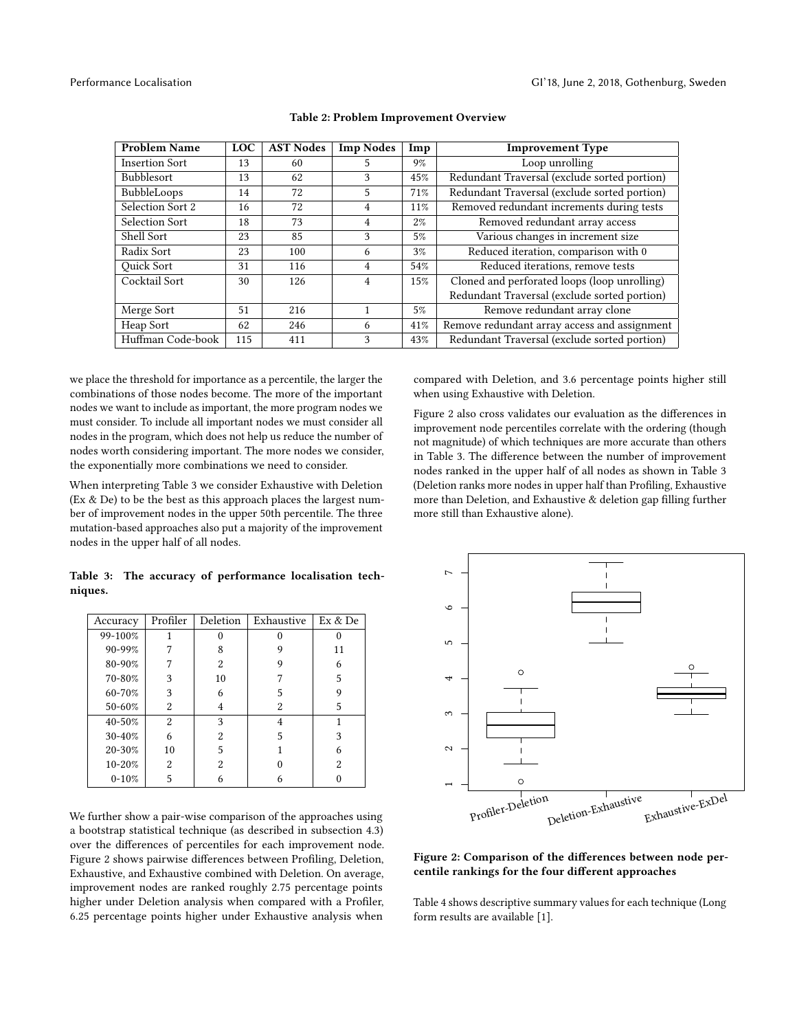**Table 2: Problem Improvement Overview**

| Problem Name | LOC | AST Nodes | Imp Nodes | Imp | Improvement Type |
|---|---|---|---|---|---|
| Insertion Sort | 13 | 60 | 5 | 9% | Loop unrolling |
| Bubblesort | 13 | 62 | 3 | 45% | Redundant Traversal (exclude sorted portion) |
| BubbleLoops | 14 | 72 | 5 | 71% | Redundant Traversal (exclude sorted portion) |
| Selection Sort 2 | 16 | 72 | 4 | 11% | Removed redundant increments during tests |
| Selection Sort | 18 | 73 | 4 | 2% | Removed redundant array access |
| Shell Sort | 23 | 85 | 3 | 5% | Various changes in increment size |
| Radix Sort | 23 | 100 | 6 | 3% | Reduced iteration, comparison with 0 |
| Quick Sort | 31 | 116 | 4 | 54% | Reduced iterations, remove tests |
| Cocktail Sort | 30 | 126 | 4 | 15% | Cloned and perforated loops (loop unrolling) |
| | | | | | Redundant Traversal (exclude sorted portion) |
| Merge Sort | 51 | 216 | 1 | 5% | Remove redundant array clone |
| Heap Sort | 62 | 246 | 6 | 41% | Remove redundant array access and assignment |
| Huffman Code-book | 115 | 411 | 3 | 43% | Redundant Traversal (exclude sorted portion) |

we place the threshold for importance as a percentile, the larger the combinations of those nodes become. The more of the important nodes we want to include as important, the more program nodes we must consider. To include all important nodes we must consider all nodes in the program, which does not help us reduce the number of nodes worth considering important. The more nodes we consider, the exponentially more combinations we need to consider.

When interpreting Table 3 we consider Exhaustive with Deletion (Ex & De) to be the best as this approach places the largest number of improvement nodes in the upper 50th percentile. The three mutation-based approaches also put a majority of the improvement nodes in the upper half of all nodes.

**Table 3: The accuracy of performance localisation techniques.**

| Accuracy | Profiler | Deletion | Exhaustive | Ex & De |
|---|---|---|---|---|
| 99-100% | 1 | 0 | 0 | 0 |
| 90-99% | 7 | 8 | 9 | 11 |
| 80-90% | 7 | 2 | 9 | 6 |
| 70-80% | 3 | 10 | 7 | 5 |
| 60-70% | 3 | 6 | 5 | 9 |
| 50-60% | 2 | 4 | 2 | 5 |
| 40-50% | 2 | 3 | 4 | 1 |
| 30-40% | 6 | 2 | 5 | 3 |
| 20-30% | 10 | 5 | 1 | 6 |
| 10-20% | 2 | 2 | 0 | 2 |
| 0-10% | 5 | 6 | 6 | 0 |

We further show a pair-wise comparison of the approaches using a bootstrap statistical technique (as described in subsection 4.3) over the differences of percentiles for each improvement node. Figure 2 shows pairwise differences between Profiling, Deletion, Exhaustive, and Exhaustive combined with Deletion. On average, improvement nodes are ranked roughly 2.75 percentage points higher under Deletion analysis when compared with a Profiler, 6.25 percentage points higher under Exhaustive analysis when compared with Deletion, and 3.6 percentage points higher still when using Exhaustive with Deletion.

Figure 2 also cross validates our evaluation as the differences in improvement node percentiles correlate with the ordering (though not magnitude) of which techniques are more accurate than others in Table 3. The difference between the number of improvement nodes ranked in the upper half of all nodes as shown in Table 3 (Deletion ranks more nodes in upper half than Profiling, Exhaustive more than Deletion, and Exhaustive & deletion gap filling further more still than Exhaustive alone).

**Figure 2: Comparison of the differences between node percentile rankings for the four different approaches**

Table 4 shows descriptive summary values for each technique (Long form results are available [1].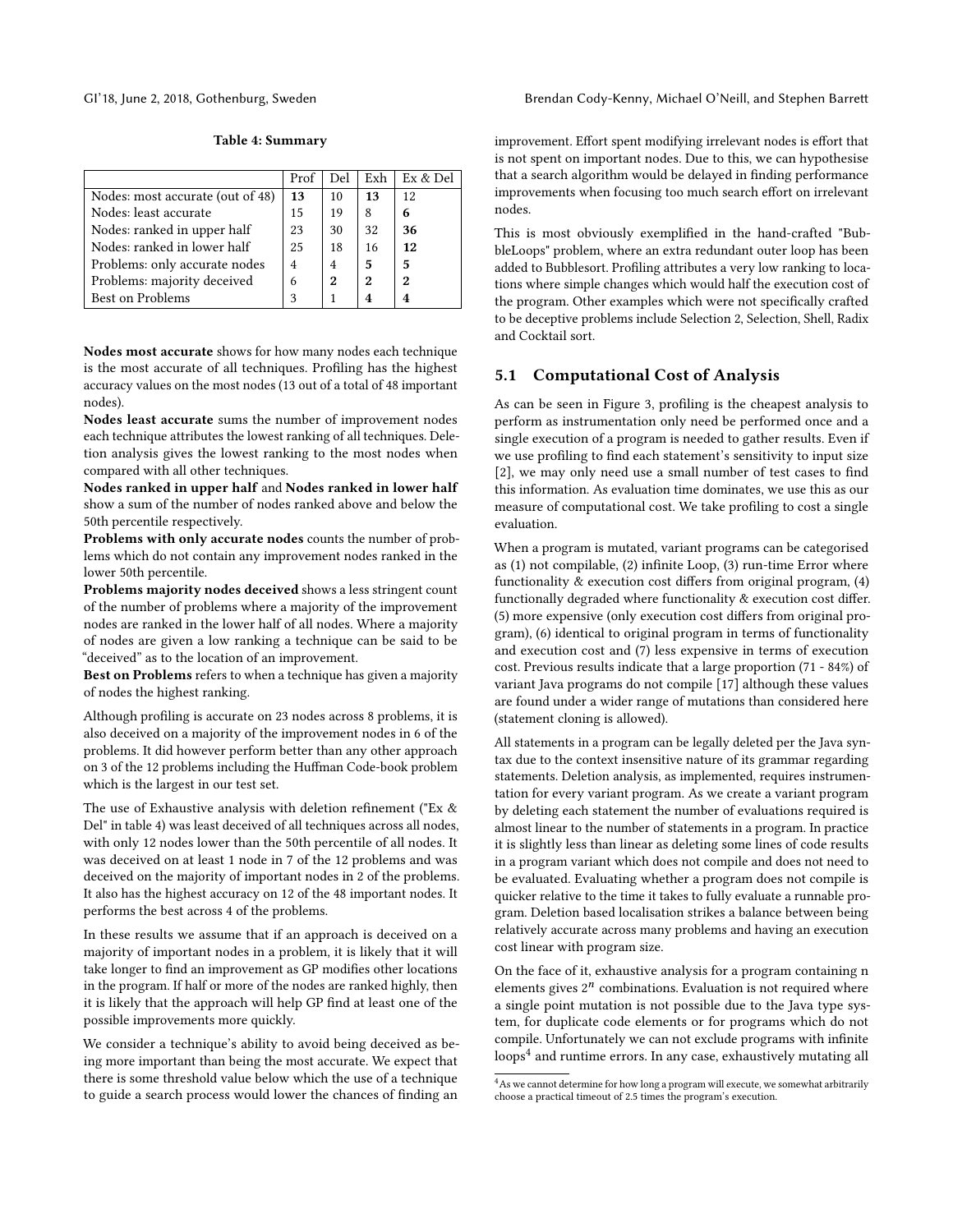**Table 4: Summary**

| | Prof | Del | Exh | Ex & Del |
|---|---|---|---|---|
| Nodes: most accurate (out of 48) | **13** | 10 | **13** | 12 |
| Nodes: least accurate | 15 | 19 | 8 | **6** |
| Nodes: ranked in upper half | 23 | 30 | 32 | **36** |
| Nodes: ranked in lower half | 25 | 18 | 16 | **12** |
| Problems: only accurate nodes | 4 | 4 | **5** | **5** |
| Problems: majority deceived | 6 | **2** | **2** | **2** |
| Best on Problems | 3 | 1 | **4** | **4** |

**Nodes most accurate** shows for how many nodes each technique is the most accurate of all techniques. Profiling has the highest accuracy values on the most nodes (13 out of a total of 48 important nodes).

**Nodes least accurate** sums the number of improvement nodes each technique attributes the lowest ranking of all techniques. Deletion analysis gives the lowest ranking to the most nodes when compared with all other techniques.

**Nodes ranked in upper half** and **Nodes ranked in lower half** show a sum of the number of nodes ranked above and below the 50th percentile respectively.

**Problems with only accurate nodes** counts the number of problems which do not contain any improvement nodes ranked in the lower 50th percentile.

**Problems majority nodes deceived** shows a less stringent count of the number of problems where a majority of the improvement nodes are ranked in the lower half of all nodes. Where a majority of nodes are given a low ranking a technique can be said to be "deceived" as to the location of an improvement.

**Best on Problems** refers to when a technique has given a majority of nodes the highest ranking.

Although profiling is accurate on 23 nodes across 8 problems, it is also deceived on a majority of the improvement nodes in 6 of the problems. It did however perform better than any other approach on 3 of the 12 problems including the Huffman Code-book problem which is the largest in our test set.

The use of Exhaustive analysis with deletion refinement ("Ex & Del" in table 4) was least deceived of all techniques across all nodes, with only 12 nodes lower than the 50th percentile of all nodes. It was deceived on at least 1 node in 7 of the 12 problems and was deceived on the majority of important nodes in 2 of the problems. It also has the highest accuracy on 12 of the 48 important nodes. It performs the best across 4 of the problems.

In these results we assume that if an approach is deceived on a majority of important nodes in a problem, it is likely that it will take longer to find an improvement as GP modifies other locations in the program. If half or more of the nodes are ranked highly, then it is likely that the approach will help GP find at least one of the possible improvements more quickly.

We consider a technique's ability to avoid being deceived as being more important than being the most accurate. We expect that there is some threshold value below which the use of a technique to guide a search process would lower the chances of finding an improvement. Effort spent modifying irrelevant nodes is effort that is not spent on important nodes. Due to this, we can hypothesise that a search algorithm would be delayed in finding performance improvements when focusing too much search effort on irrelevant nodes.

This is most obviously exemplified in the hand-crafted "BubbleLoops" problem, where an extra redundant outer loop has been added to Bubblesort. Profiling attributes a very low ranking to locations where simple changes which would half the execution cost of the program. Other examples which were not specifically crafted to be deceptive problems include Selection 2, Selection, Shell, Radix and Cocktail sort.

## 5.1 Computational Cost of Analysis

As can be seen in Figure 3, profiling is the cheapest analysis to perform as instrumentation only need be performed once and a single execution of a program is needed to gather results. Even if we use profiling to find each statement's sensitivity to input size [2], we may only need use a small number of test cases to find this information. As evaluation time dominates, we use this as our measure of computational cost. We take profiling to cost a single evaluation.

When a program is mutated, variant programs can be categorised as (1) not compilable, (2) infinite Loop, (3) run-time Error where functionality & execution cost differs from original program, (4) functionally degraded where functionality & execution cost differ. (5) more expensive (only execution cost differs from original program), (6) identical to original program in terms of functionality and execution cost and (7) less expensive in terms of execution cost. Previous results indicate that a large proportion (71 - 84%) of variant Java programs do not compile [17] although these values are found under a wider range of mutations than considered here (statement cloning is allowed).

All statements in a program can be legally deleted per the Java syntax due to the context insensitive nature of its grammar regarding statements. Deletion analysis, as implemented, requires instrumentation for every variant program. As we create a variant program by deleting each statement the number of evaluations required is almost linear to the number of statements in a program. In practice it is slightly less than linear as deleting some lines of code results in a program variant which does not compile and does not need to be evaluated. Evaluating whether a program does not compile is quicker relative to the time it takes to fully evaluate a runnable program. Deletion based localisation strikes a balance between being relatively accurate across many problems and having an execution cost linear with program size.

On the face of it, exhaustive analysis for a program containing n elements gives $2^n$ combinations. Evaluation is not required where a single point mutation is not possible due to the Java type system, for duplicate code elements or for programs which do not compile. Unfortunately we can not exclude programs with infinite loops[4] and runtime errors. In any case, exhaustively mutating all

[4] As we cannot determine for how long a program will execute, we somewhat arbitrarily choose a practical timeout of 2.5 times the program's execution.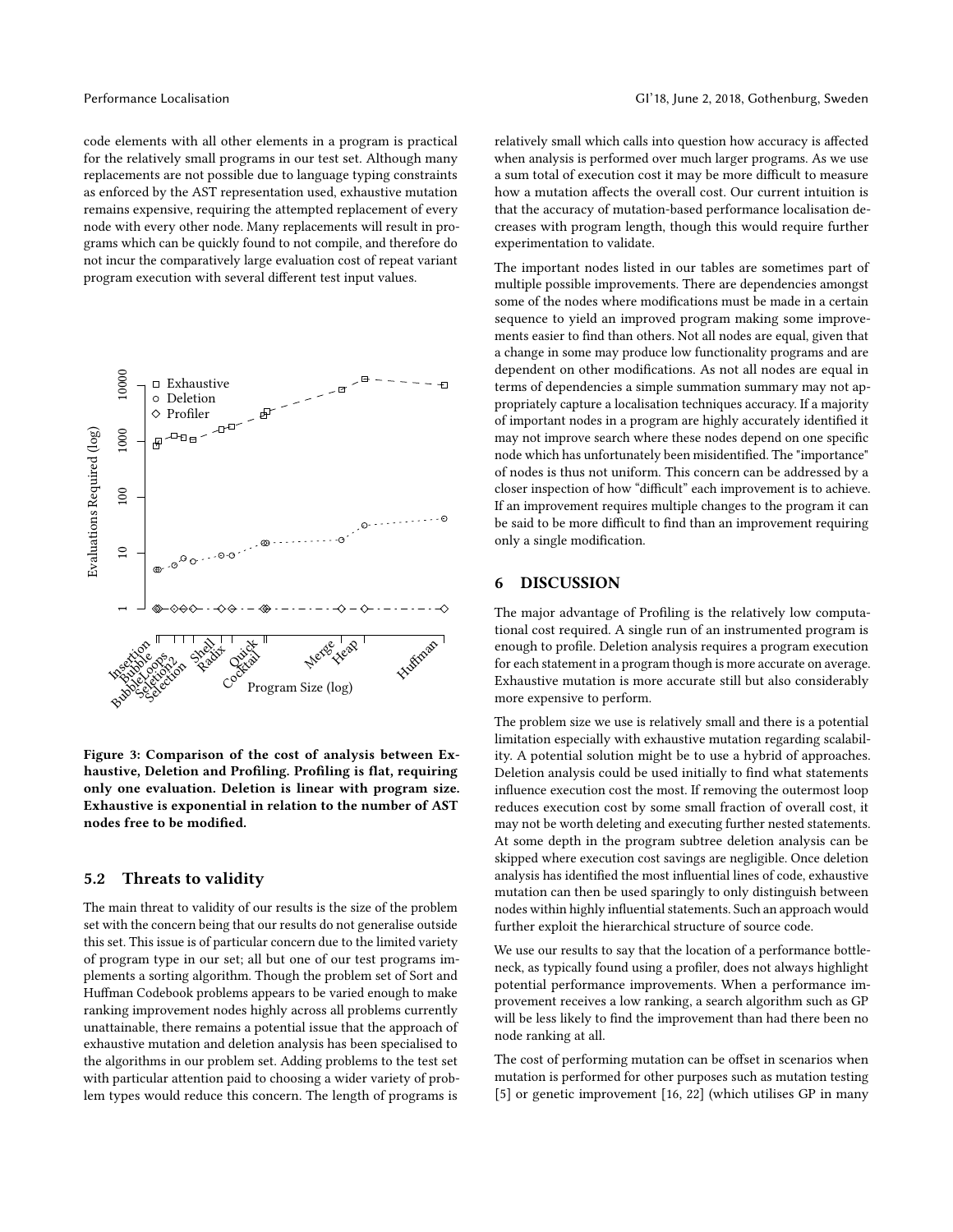code elements with all other elements in a program is practical for the relatively small programs in our test set. Although many replacements are not possible due to language typing constraints as enforced by the AST representation used, exhaustive mutation remains expensive, requiring the attempted replacement of every node with every other node. Many replacements will result in programs which can be quickly found to not compile, and therefore do not incur the comparatively large evaluation cost of repeat variant program execution with several different test input values.

Figure 3: Comparison of the cost of analysis between Exhaustive, Deletion and Profiling. Profiling is flat, requiring only one evaluation. Deletion is linear with program size. Exhaustive is exponential in relation to the number of AST nodes free to be modified.

## 5.2 Threats to validity

The main threat to validity of our results is the size of the problem set with the concern being that our results do not generalise outside this set. This issue is of particular concern due to the limited variety of program type in our set; all but one of our test programs implements a sorting algorithm. Though the problem set of Sort and Huffman Codebook problems appears to be varied enough to make ranking improvement nodes highly across all problems currently unattainable, there remains a potential issue that the approach of exhaustive mutation and deletion analysis has been specialised to the algorithms in our problem set. Adding problems to the test set with particular attention paid to choosing a wider variety of problem types would reduce this concern. The length of programs is relatively small which calls into question how accuracy is affected when analysis is performed over much larger programs. As we use a sum total of execution cost it may be more difficult to measure how a mutation affects the overall cost. Our current intuition is that the accuracy of mutation-based performance localisation decreases with program length, though this would require further experimentation to validate.

The important nodes listed in our tables are sometimes part of multiple possible improvements. There are dependencies amongst some of the nodes where modifications must be made in a certain sequence to yield an improved program making some improvements easier to find than others. Not all nodes are equal, given that a change in some may produce low functionality programs and are dependent on other modifications. As not all nodes are equal in terms of dependencies a simple summation summary may not appropriately capture a localisation techniques accuracy. If a majority of important nodes in a program are highly accurately identified it may not improve search where these nodes depend on one specific node which has unfortunately been misidentified. The "importance" of nodes is thus not uniform. This concern can be addressed by a closer inspection of how "difficult" each improvement is to achieve. If an improvement requires multiple changes to the program it can be said to be more difficult to find than an improvement requiring only a single modification.

# 6 DISCUSSION

The major advantage of Profiling is the relatively low computational cost required. A single run of an instrumented program is enough to profile. Deletion analysis requires a program execution for each statement in a program though is more accurate on average. Exhaustive mutation is more accurate still but also considerably more expensive to perform.

The problem size we use is relatively small and there is a potential limitation especially with exhaustive mutation regarding scalability. A potential solution might be to use a hybrid of approaches. Deletion analysis could be used initially to find what statements influence execution cost the most. If removing the outermost loop reduces execution cost by some small fraction of overall cost, it may not be worth deleting and executing further nested statements. At some depth in the program subtree deletion analysis can be skipped where execution cost savings are negligible. Once deletion analysis has identified the most influential lines of code, exhaustive mutation can then be used sparingly to only distinguish between nodes within highly influential statements. Such an approach would further exploit the hierarchical structure of source code.

We use our results to say that the location of a performance bottleneck, as typically found using a profiler, does not always highlight potential performance improvements. When a performance improvement receives a low ranking, a search algorithm such as GP will be less likely to find the improvement than had there been no node ranking at all.

The cost of performing mutation can be offset in scenarios when mutation is performed for other purposes such as mutation testing [5] or genetic improvement [16, 22] (which utilises GP in many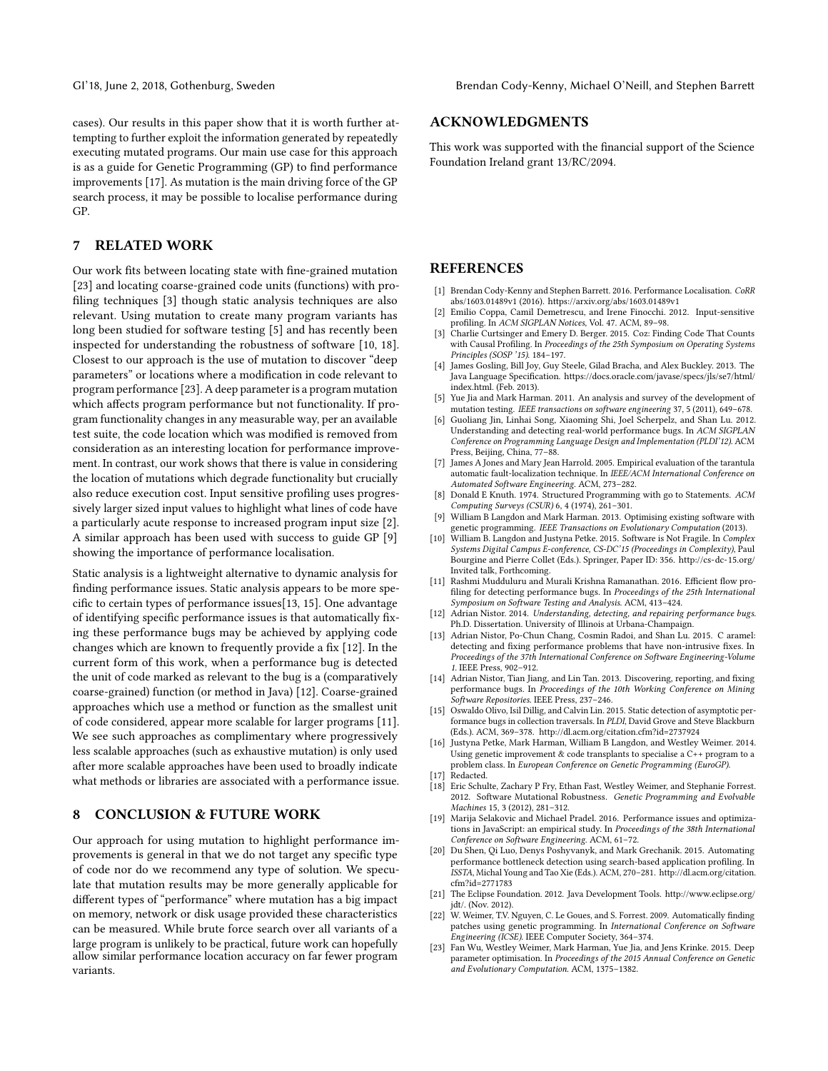cases). Our results in this paper show that it is worth further attempting to further exploit the information generated by repeatedly executing mutated programs. Our main use case for this approach is as a guide for Genetic Programming (GP) to find performance improvements [17]. As mutation is the main driving force of the GP search process, it may be possible to localise performance during GP.

## 7 RELATED WORK

Our work fits between locating state with fine-grained mutation [23] and locating coarse-grained code units (functions) with profiling techniques [3] though static analysis techniques are also relevant. Using mutation to create many program variants has long been studied for software testing [5] and has recently been inspected for understanding the robustness of software [10, 18]. Closest to our approach is the use of mutation to discover "deep parameters" or locations where a modification in code relevant to program performance [23]. A deep parameter is a program mutation which affects program performance but not functionality. If program functionality changes in any measurable way, per an available test suite, the code location which was modified is removed from consideration as an interesting location for performance improvement. In contrast, our work shows that there is value in considering the location of mutations which degrade functionality but crucially also reduce execution cost. Input sensitive profiling uses progressively larger sized input values to highlight what lines of code have a particularly acute response to increased program input size [2]. A similar approach has been used with success to guide GP [9] showing the importance of performance localisation.

Static analysis is a lightweight alternative to dynamic analysis for finding performance issues. Static analysis appears to be more specific to certain types of performance issues[13, 15]. One advantage of identifying specific performance issues is that automatically fixing these performance bugs may be achieved by applying code changes which are known to frequently provide a fix [12]. In the current form of this work, when a performance bug is detected the unit of code marked as relevant to the bug is a (comparatively coarse-grained) function (or method in Java) [12]. Coarse-grained approaches which use a method or function as the smallest unit of code considered, appear more scalable for larger programs [11]. We see such approaches as complimentary where progressively less scalable approaches (such as exhaustive mutation) is only used after more scalable approaches have been used to broadly indicate what methods or libraries are associated with a performance issue.

## 8 CONCLUSION & FUTURE WORK

Our approach for using mutation to highlight performance improvements is general in that we do not target any specific type of code nor do we recommend any type of solution. We speculate that mutation results may be more generally applicable for different types of "performance" where mutation has a big impact on memory, network or disk usage provided these characteristics can be measured. While brute force search over all variants of a large program is unlikely to be practical, future work can hopefully allow similar performance location accuracy on far fewer program variants.

## ACKNOWLEDGMENTS

This work was supported with the financial support of the Science Foundation Ireland grant 13/RC/2094.

## REFERENCES

[1] Brendan Cody-Kenny and Stephen Barrett. 2016. Performance Localisation. *CoRR* abs/1603.01489v1 (2016). https://arxiv.org/abs/1603.01489v1
[2] Emilio Coppa, Camil Demetrescu, and Irene Finocchi. 2012. Input-sensitive profiling. In *ACM SIGPLAN Notices*, Vol. 47. ACM, 89–98.
[3] Charlie Curtsinger and Emery D. Berger. 2015. Coz: Finding Code That Counts with Causal Profiling. In *Proceedings of the 25th Symposium on Operating Systems Principles (SOSP '15)*. 184–197.
[4] James Gosling, Bill Joy, Guy Steele, Gilad Bracha, and Alex Buckley. 2013. The Java Language Specification. https://docs.oracle.com/javase/specs/jls/se7/html/index.html. (Feb. 2013).
[5] Yue Jia and Mark Harman. 2011. An analysis and survey of the development of mutation testing. *IEEE transactions on software engineering* 37, 5 (2011), 649–678.
[6] Guoliang Jin, Linhai Song, Xiaoming Shi, Joel Scherpelz, and Shan Lu. 2012. Understanding and detecting real-world performance bugs. In *ACM SIGPLAN Conference on Programming Language Design and Implementation (PLDI'12)*. ACM Press, Beijing, China, 77–88.
[7] James A Jones and Mary Jean Harrold. 2005. Empirical evaluation of the tarantula automatic fault-localization technique. In *IEEE/ACM International Conference on Automated Software Engineering*. ACM, 273–282.
[8] Donald E Knuth. 1974. Structured Programming with go to Statements. *ACM Computing Surveys (CSUR)* 6, 4 (1974), 261–301.
[9] William B Langdon and Mark Harman. 2013. Optimising existing software with genetic programming. *IEEE Transactions on Evolutionary Computation* (2013).
[10] William B. Langdon and Justyna Petke. 2015. Software is Not Fragile. In *Complex Systems Digital Campus E-conference, CS-DC'15 (Proceedings in Complexity)*, Paul Bourgine and Pierre Collet (Eds.). Springer, Paper ID: 356. http://cs-dc-15.org/ Invited talk, Forthcoming.
[11] Rashmi Mudduluru and Murali Krishna Ramanathan. 2016. Efficient flow profiling for detecting performance bugs. In *Proceedings of the 25th International Symposium on Software Testing and Analysis*. ACM, 413–424.
[12] Adrian Nistor. 2014. *Understanding, detecting, and repairing performance bugs*. Ph.D. Dissertation. University of Illinois at Urbana-Champaign.
[13] Adrian Nistor, Po-Chun Chang, Cosmin Radoi, and Shan Lu. 2015. C aramel: detecting and fixing performance problems that have non-intrusive fixes. In *Proceedings of the 37th International Conference on Software Engineering-Volume 1*. IEEE Press, 902–912.
[14] Adrian Nistor, Tian Jiang, and Lin Tan. 2013. Discovering, reporting, and fixing performance bugs. In *Proceedings of the 10th Working Conference on Mining Software Repositories*. IEEE Press, 237–246.
[15] Oswaldo Olivo, Isil Dillig, and Calvin Lin. 2015. Static detection of asymptotic performance bugs in collection traversals. In *PLDI*, David Grove and Steve Blackburn (Eds.). ACM, 369–378. http://dl.acm.org/citation.cfm?id=2737924
[16] Justyna Petke, Mark Harman, William B Langdon, and Westley Weimer. 2014. Using genetic improvement & code transplants to specialise a C++ program to a problem class. In *European Conference on Genetic Programming (EuroGP)*.
[17] Redacted.
[18] Eric Schulte, Zachary P Fry, Ethan Fast, Westley Weimer, and Stephanie Forrest. 2012. Software Mutational Robustness. *Genetic Programming and Evolvable Machines* 15, 3 (2012), 281–312.
[19] Marija Selakovic and Michael Pradel. 2016. Performance issues and optimizations in JavaScript: an empirical study. In *Proceedings of the 38th International Conference on Software Engineering*. ACM, 61–72.
[20] Du Shen, Qi Luo, Denys Poshyvanyk, and Mark Grechanik. 2015. Automating performance bottleneck detection using search-based application profiling. In *ISSTA*, Michal Young and Tao Xie (Eds.). ACM, 270–281. http://dl.acm.org/citation.cfm?id=2771783
[21] The Eclipse Foundation. 2012. Java Development Tools. http://www.eclipse.org/jdt/. (Nov. 2012).
[22] W. Weimer, T.V. Nguyen, C. Le Goues, and S. Forrest. 2009. Automatically finding patches using genetic programming. In *International Conference on Software Engineering (ICSE)*. IEEE Computer Society, 364–374.
[23] Fan Wu, Westley Weimer, Mark Harman, Yue Jia, and Jens Krinke. 2015. Deep parameter optimisation. In *Proceedings of the 2015 Annual Conference on Genetic and Evolutionary Computation*. ACM, 1375–1382.